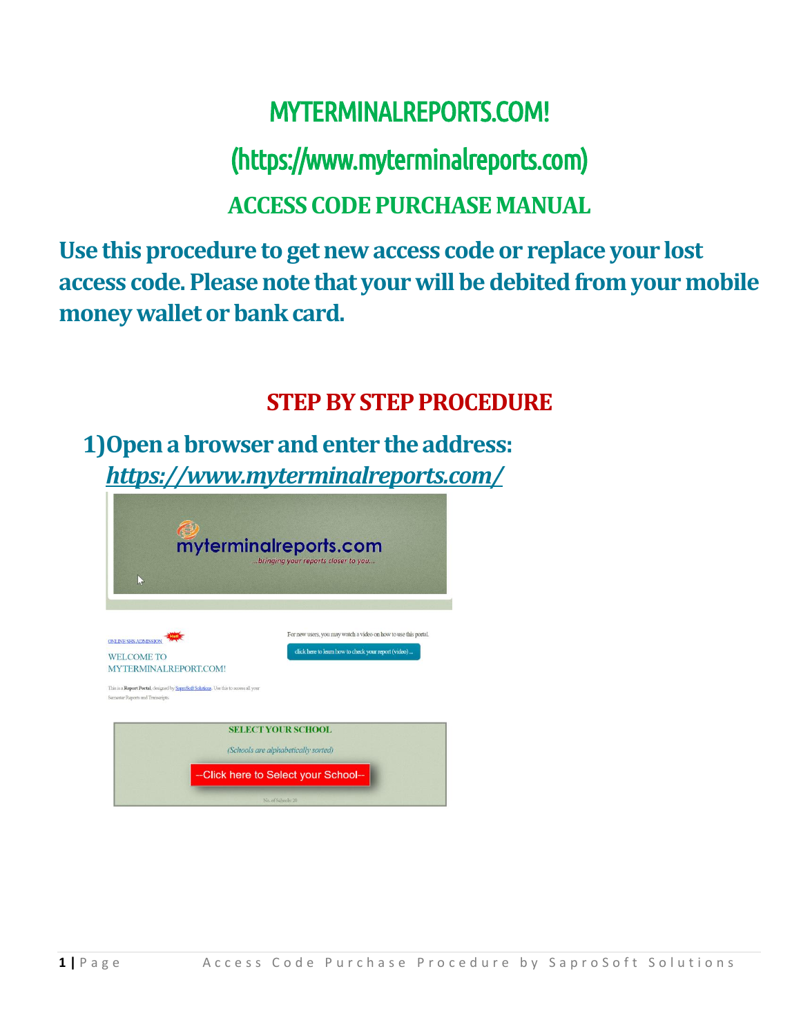# MYTERMINALREPORTS.COM!

# (https://www.myterminalreports.com)

## ACCESS CODE PURCHASE MANUAL

**Use this procedure to get new access code or replace your lost access code. Please note that your will be debited from your mobile money wallet or bank card.**

## STEP BY STEP PROCEDURE

**1)Open a browser and enter the address:** ***https://www.myterminalreports.com/***

myterminalreports.com
...bringing your reports closer to you...

ONLINE SHS ADMISSION

WELCOME TO MYTERMINALREPORT.COM!

This is a **Report Portal**, designed by SaproSoft Solutions. Use this to access all your Semester Reports and Transcripts.

For new users, you may watch a video on how to use this portal.

click here to learn how to check your report (video) ...

SELECT YOUR SCHOOL

*(Schools are alphabetically sorted)*

--Click here to Select your School--

No. of Schools: 20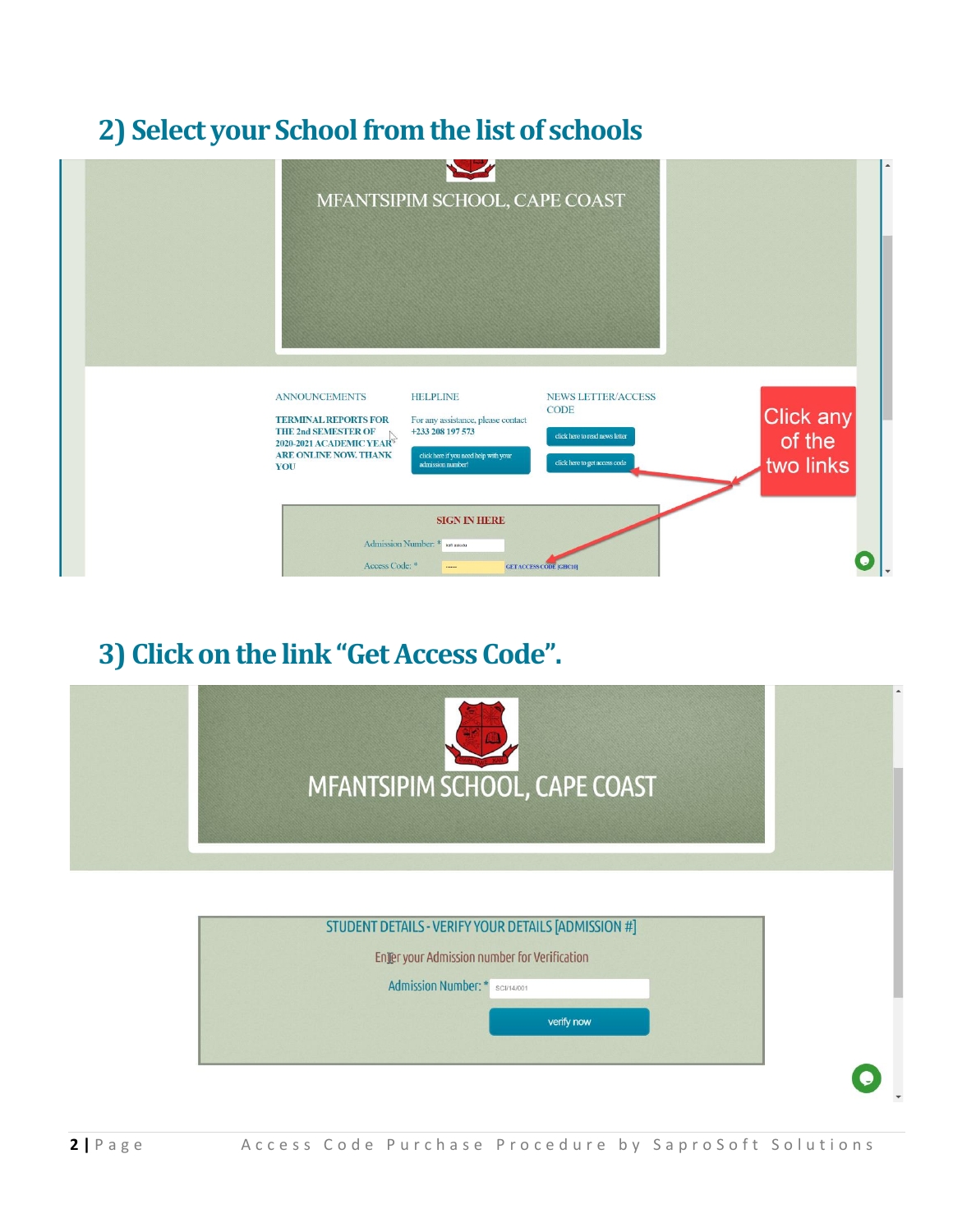## 2) Select your School from the list of schools

MFANTSIPIM SCHOOL, CAPE COAST

ANNOUNCEMENTS

TERMINAL REPORTS FOR THE 2nd SEMESTER OF 2020-2021 ACADEMIC YEAR ARE ONLINE NOW. THANK YOU

HELPLINE

For any assistance, please contact +233 208 197 573

click here if you need help with your admission number!

NEWS LETTER/ACCESS CODE

click here to read news letter

click here to get access code

Click any of the two links

SIGN IN HERE

Admission Number: *

Access Code: *

GET ACCESS CODE [GHC10]

## 3) Click on the link "Get Access Code".

MFANTSIPIM SCHOOL, CAPE COAST

STUDENT DETAILS - VERIFY YOUR DETAILS [ADMISSION #]

Enter your Admission number for Verification

Admission Number: * SCI/14/001

verify now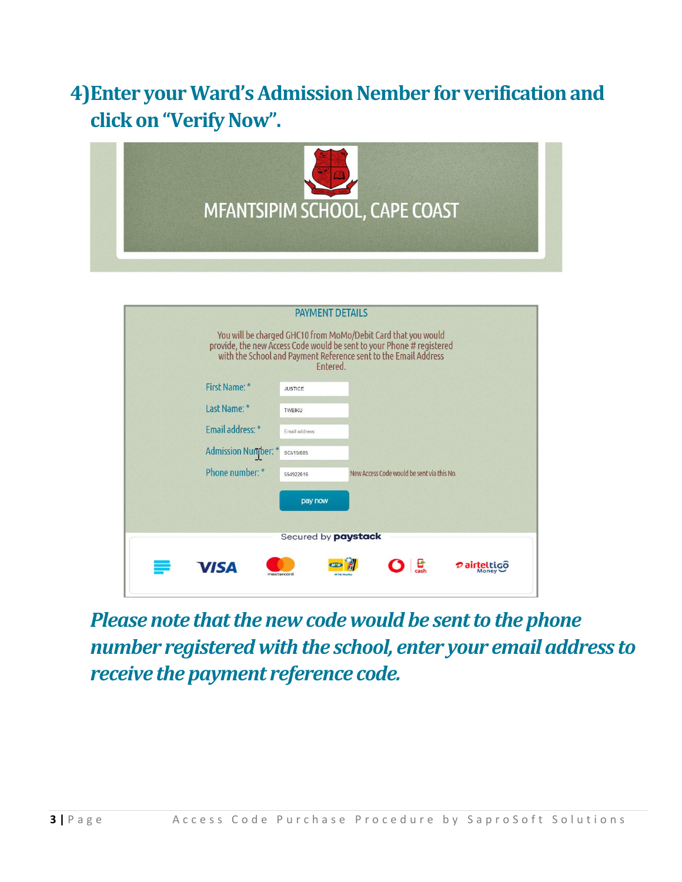## 4) Enter your Ward's Admission Nember for verification and click on "Verify Now".

MFANTSIPIM SCHOOL, CAPE COAST

PAYMENT DETAILS

You will be charged GHC10 from MoMo/Debit Card that you would provide, the new Access Code would be sent to your Phone # registered with the School and Payment Reference sent to the Email Address Entered.

First Name: * JUSTICE

Last Name: * TWEIKU

Email address: * Email address

Admission Number: * SCI/19/085

Phone number: * 554922616 New Access Code would be sent via this No.

pay now

Secured by paystack

VISA mastercard MTN MoMo cash airteltigo Money

***Please note that the new code would be sent to the phone number registered with the school, enter your email address to receive the payment reference code.***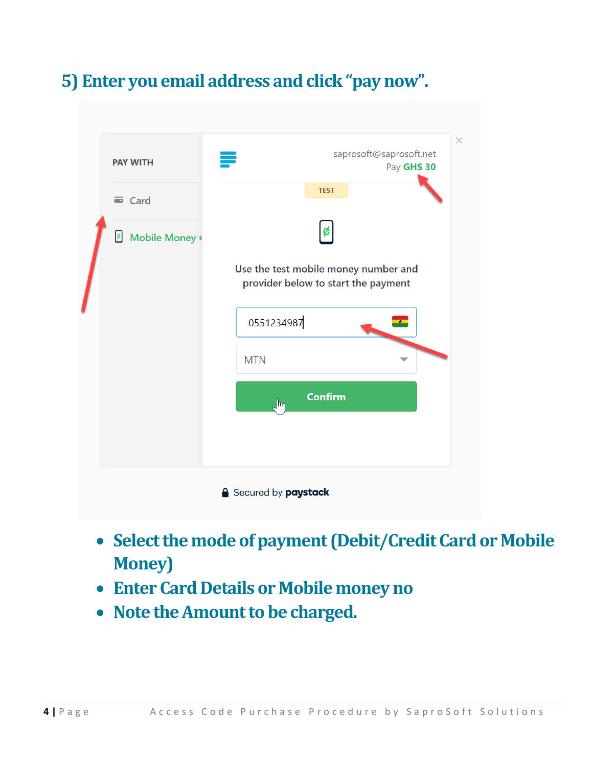## 5) Enter you email address and click “pay now”.

- Select the mode of payment (Debit/Credit Card or Mobile Money)
- Enter Card Details or Mobile money no
- Note the Amount to be charged.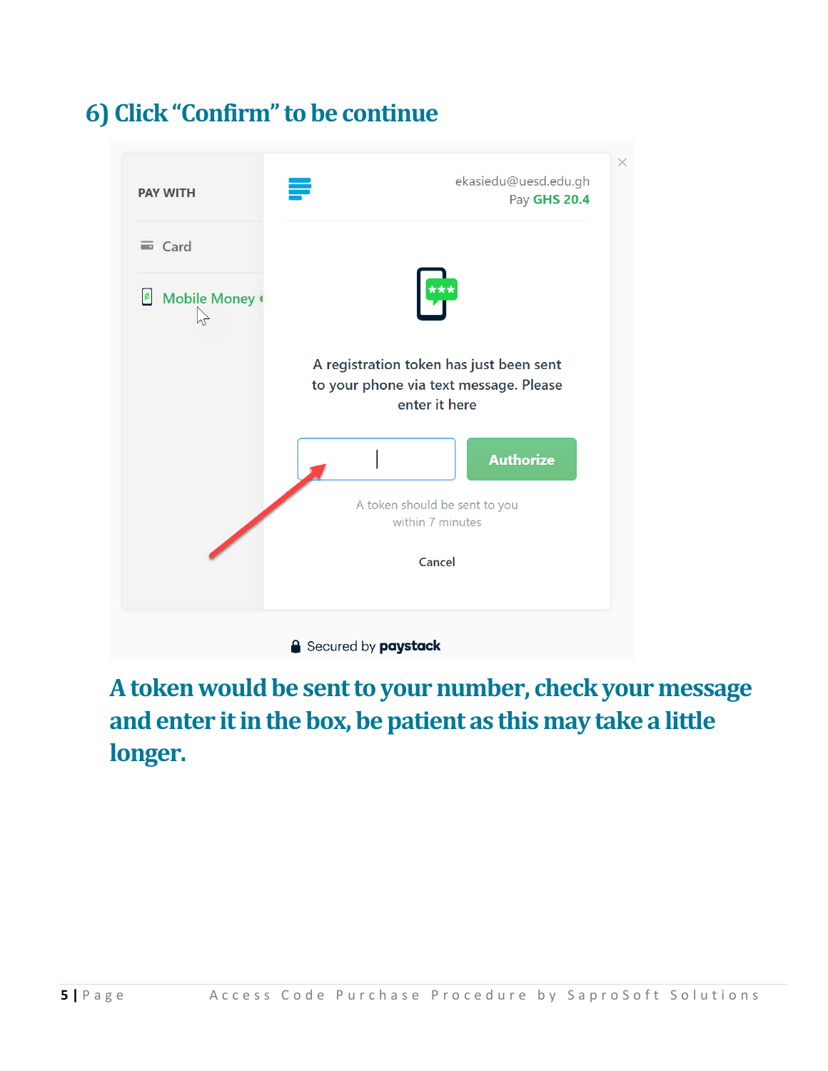## 6) Click "Confirm" to be continue

PAY WITH

Card

Mobile Money

ekasiedu@uesd.edu.gh
Pay GHS 20.4

A registration token has just been sent to your phone via text message. Please enter it here

Authorize

A token should be sent to you within 7 minutes

Cancel

Secured by paystack

## A token would be sent to your number, check your message and enter it in the box, be patient as this may take a little longer.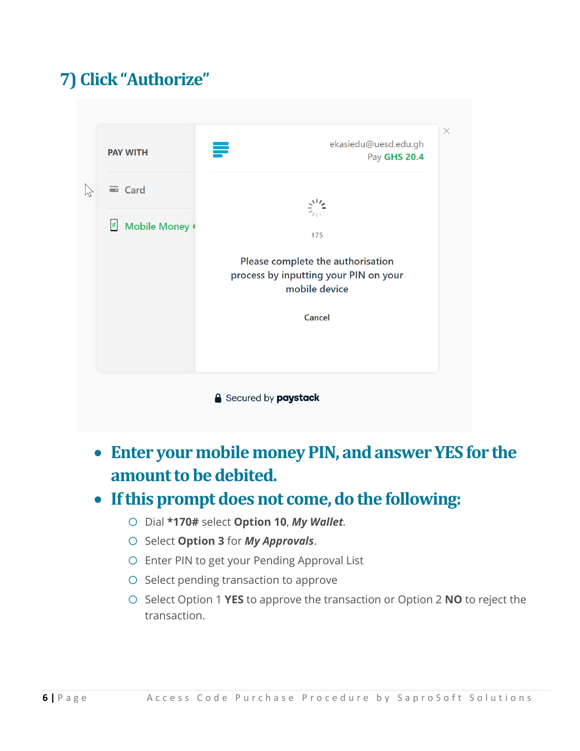## 7) Click "Authorize"

PAY WITH

Card

Mobile Money

ekasiedu@uesd.edu.gh
Pay GHS 20.4

175

Please complete the authorisation process by inputting your PIN on your mobile device

Cancel

Secured by paystack

- **Enter your mobile money PIN, and answer YES for the amount to be debited.**
- **If this prompt does not come, do the following:**
  - Dial **\*170#** select **Option 10**, ***My Wallet***.
  - Select **Option 3** for ***My Approvals***.
  - Enter PIN to get your Pending Approval List
  - Select pending transaction to approve
  - Select Option 1 **YES** to approve the transaction or Option 2 **NO** to reject the transaction.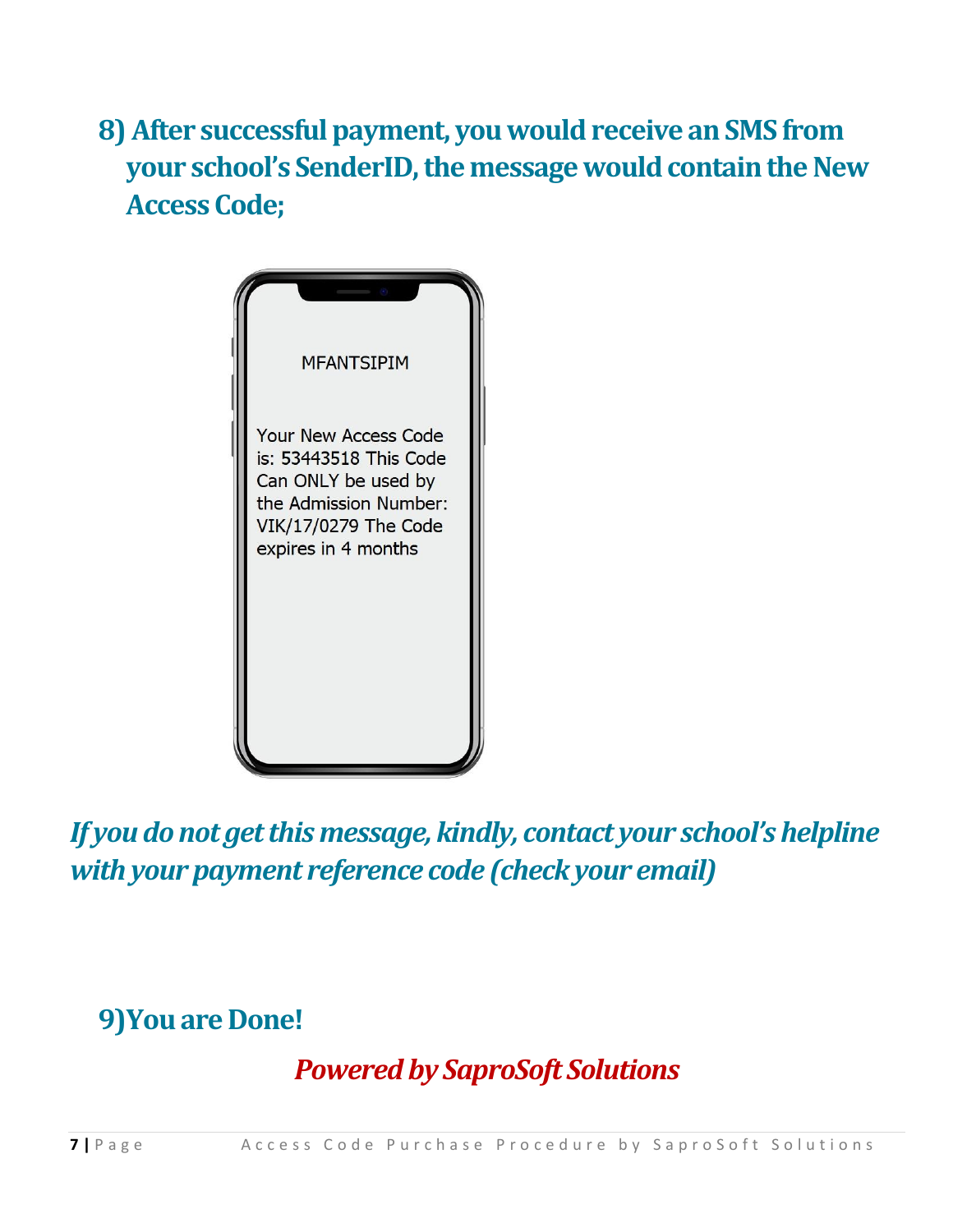## 8) After successful payment, you would receive an SMS from your school's SenderID, the message would contain the New Access Code;

MFANTSIPIM

Your New Access Code is: 53443518 This Code Can ONLY be used by the Admission Number: VIK/17/0279 The Code expires in 4 months

***If you do not get this message, kindly, contact your school's helpline with your payment reference code (check your email)***

## 9)You are Done!

***Powered by SaproSoft Solutions***